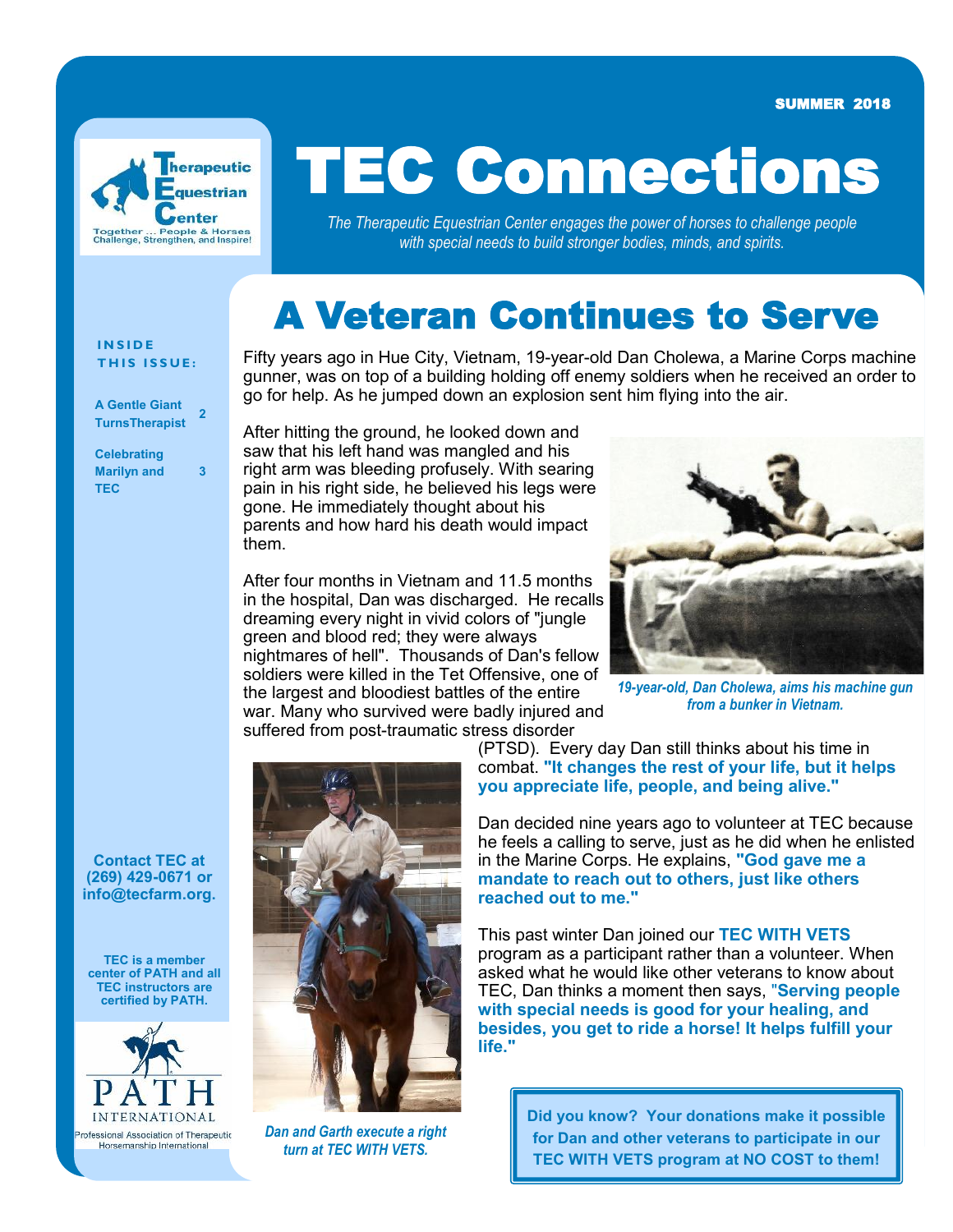SUMMER 2018

# TEC Connections

*The Therapeutic Equestrian Center engages the power of horses to challenge people with special needs to build stronger bodies, minds, and spirits.*

**INSIDE THIS ISSUE:**

| | |
|---|---|
| A Gentle Giant TurnsTherapist | 2 |
| Celebrating Marilyn and TEC | 3 |

**Contact TEC at (269) 429-0671 or info@tecfarm.org.**

**TEC is a member center of PATH and all TEC instructors are certified by PATH.**

PATH INTERNATIONAL
Professional Association of Therapeutic Horsemanship International

## A Veteran Continues to Serve

Fifty years ago in Hue City, Vietnam, 19-year-old Dan Cholewa, a Marine Corps machine gunner, was on top of a building holding off enemy soldiers when he received an order to go for help. As he jumped down an explosion sent him flying into the air.

After hitting the ground, he looked down and saw that his left hand was mangled and his right arm was bleeding profusely. With searing pain in his right side, he believed his legs were gone. He immediately thought about his parents and how hard his death would impact them.

*19-year-old, Dan Cholewa, aims his machine gun from a bunker in Vietnam.*

After four months in Vietnam and 11.5 months in the hospital, Dan was discharged. He recalls dreaming every night in vivid colors of "jungle green and blood red; they were always nightmares of hell". Thousands of Dan's fellow soldiers were killed in the Tet Offensive, one of the largest and bloodiest battles of the entire war. Many who survived were badly injured and suffered from post-traumatic stress disorder (PTSD). Every day Dan still thinks about his time in combat. **"It changes the rest of your life, but it helps you appreciate life, people, and being alive."**

Dan decided nine years ago to volunteer at TEC because he feels a calling to serve, just as he did when he enlisted in the Marine Corps. He explains, **"God gave me a mandate to reach out to others, just like others reached out to me."**

This past winter Dan joined our **TEC WITH VETS** program as a participant rather than a volunteer. When asked what he would like other veterans to know about TEC, Dan thinks a moment then says, **"Serving people with special needs is good for your healing, and besides, you get to ride a horse! It helps fulfill your life."**

*Dan and Garth execute a right turn at TEC WITH VETS.*

**Did you know? Your donations make it possible for Dan and other veterans to participate in our TEC WITH VETS program at NO COST to them!**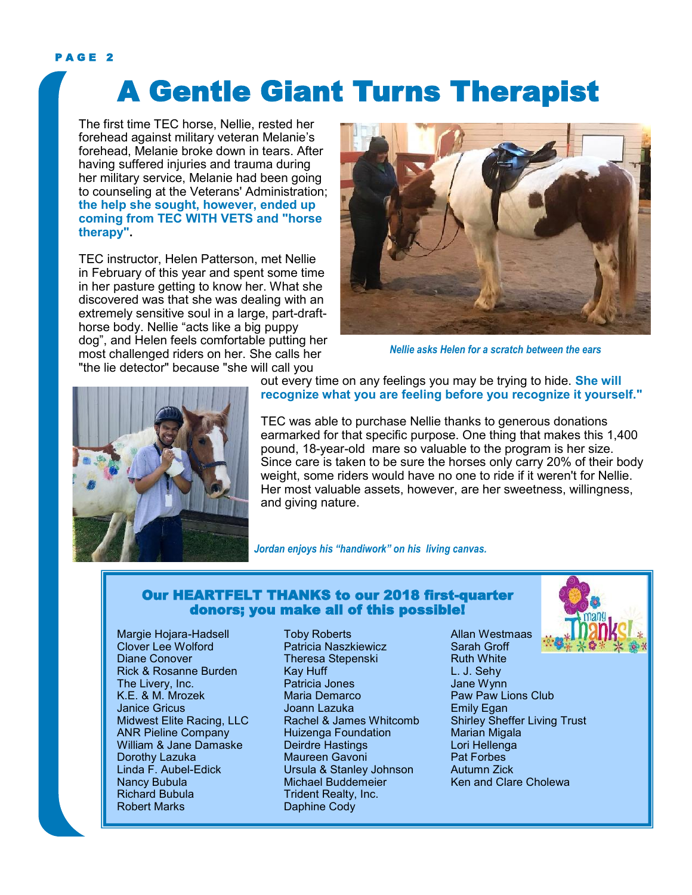# A Gentle Giant Turns Therapist

The first time TEC horse, Nellie, rested her forehead against military veteran Melanie's forehead, Melanie broke down in tears. After having suffered injuries and trauma during her military service, Melanie had been going to counseling at the Veterans' Administration; **the help she sought, however, ended up coming from TEC WITH VETS and "horse therapy".**

TEC instructor, Helen Patterson, met Nellie in February of this year and spent some time in her pasture getting to know her. What she discovered was that she was dealing with an extremely sensitive soul in a large, part-draft-horse body. Nellie "acts like a big puppy dog", and Helen feels comfortable putting her most challenged riders on her. She calls her "the lie detector" because "she will call you out every time on any feelings you may be trying to hide. **She will recognize what you are feeling before you recognize it yourself."**

*Nellie asks Helen for a scratch between the ears*

TEC was able to purchase Nellie thanks to generous donations earmarked for that specific purpose. One thing that makes this 1,400 pound, 18-year-old mare so valuable to the program is her size. Since care is taken to be sure the horses only carry 20% of their body weight, some riders would have no one to ride if it weren't for Nellie. Her most valuable assets, however, are her sweetness, willingness, and giving nature.

*Jordan enjoys his "handiwork" on his living canvas.*

## Our HEARTFELT THANKS to our 2018 first-quarter donors; you make all of this possible!

Margie Hojara-Hadsell
Clover Lee Wolford
Diane Conover
Rick & Rosanne Burden
The Livery, Inc.
K.E. & M. Mrozek
Janice Gricus
Midwest Elite Racing, LLC
ANR Pieline Company
William & Jane Damaske
Dorothy Lazuka
Linda F. Aubel-Edick
Nancy Bubula
Richard Bubula
Robert Marks
Toby Roberts
Patricia Naszkiewicz
Theresa Stepenski
Kay Huff
Patricia Jones
Maria Demarco
Joann Lazuka
Rachel & James Whitcomb
Huizenga Foundation
Deirdre Hastings
Maureen Gavoni
Ursula & Stanley Johnson
Michael Buddemeier
Trident Realty, Inc.
Daphine Cody
Allan Westmaas
Sarah Groff
Ruth White
L. J. Sehy
Jane Wynn
Paw Paw Lions Club
Emily Egan
Shirley Sheffer Living Trust
Marian Migala
Lori Hellenga
Pat Forbes
Autumn Zick
Ken and Clare Cholewa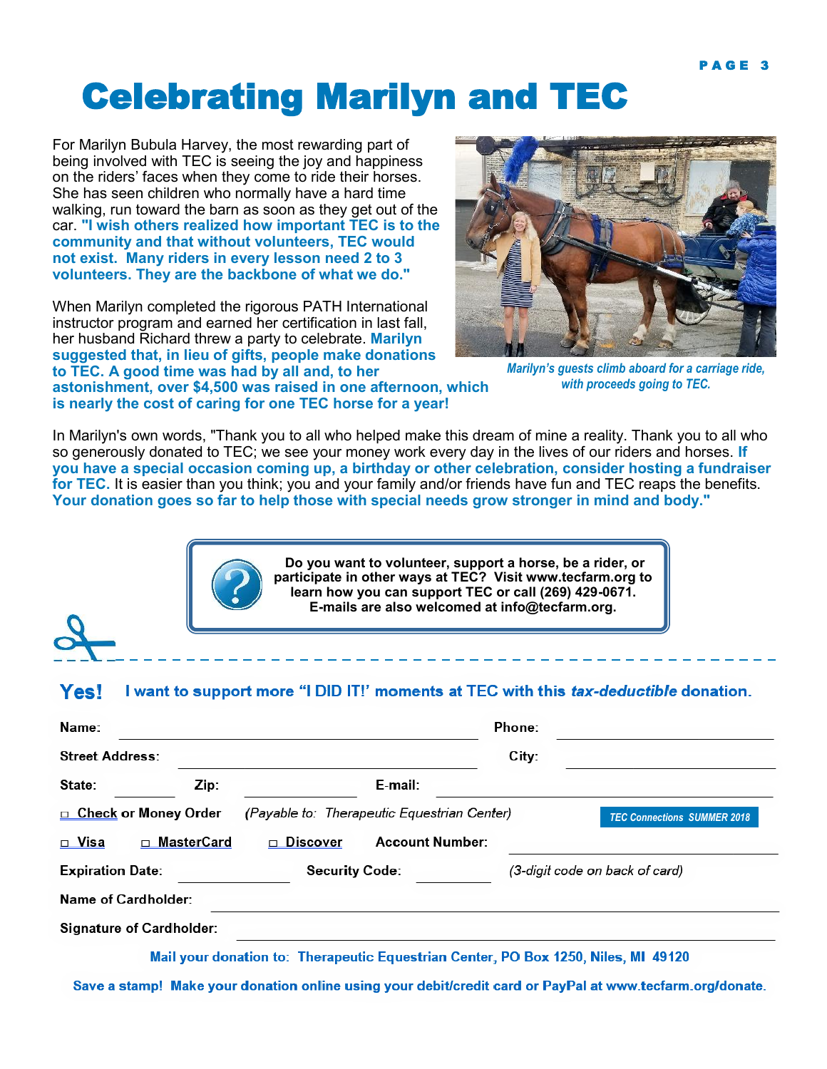# Celebrating Marilyn and TEC

For Marilyn Bubula Harvey, the most rewarding part of being involved with TEC is seeing the joy and happiness on the riders' faces when they come to ride their horses. She has seen children who normally have a hard time walking, run toward the barn as soon as they get out of the car. **"I wish others realized how important TEC is to the community and that without volunteers, TEC would not exist. Many riders in every lesson need 2 to 3 volunteers. They are the backbone of what we do."**

When Marilyn completed the rigorous PATH International instructor program and earned her certification in last fall, her husband Richard threw a party to celebrate. **Marilyn suggested that, in lieu of gifts, people make donations to TEC. A good time was had by all and, to her astonishment, over $4,500 was raised in one afternoon, which is nearly the cost of caring for one TEC horse for a year!**

*Marilyn's guests climb aboard for a carriage ride, with proceeds going to TEC.*

In Marilyn's own words, "Thank you to all who helped make this dream of mine a reality. Thank you to all who so generously donated to TEC; we see your money work every day in the lives of our riders and horses. **If you have a special occasion coming up, a birthday or other celebration, consider hosting a fundraiser for TEC.** It is easier than you think; you and your family and/or friends have fun and TEC reaps the benefits. **Your donation goes so far to help those with special needs grow stronger in mind and body."**

**Do you want to volunteer, support a horse, be a rider, or participate in other ways at TEC? Visit www.tecfarm.org to learn how you can support TEC or call (269) 429-0671. E-mails are also welcomed at info@tecfarm.org.**

---

## Yes! I want to support more "I DID IT!' moments at TEC with this *tax-deductible* donation.

Name: ____________________ Phone: ____________________

Street Address: ____________________ City: ____________________

State: ________ Zip: ________ E-mail: ____________________

□ Check or Money Order (*Payable to: Therapeutic Equestrian Center*)

TEC Connections SUMMER 2018

□ Visa □ MasterCard □ Discover Account Number: ____________________

Expiration Date: ________ Security Code: ________ (*3-digit code on back of card*)

Name of Cardholder: ____________________

Signature of Cardholder: ____________________

**Mail your donation to: Therapeutic Equestrian Center, PO Box 1250, Niles, MI 49120**

**Save a stamp! Make your donation online using your debit/credit card or PayPal at www.tecfarm.org/donate.**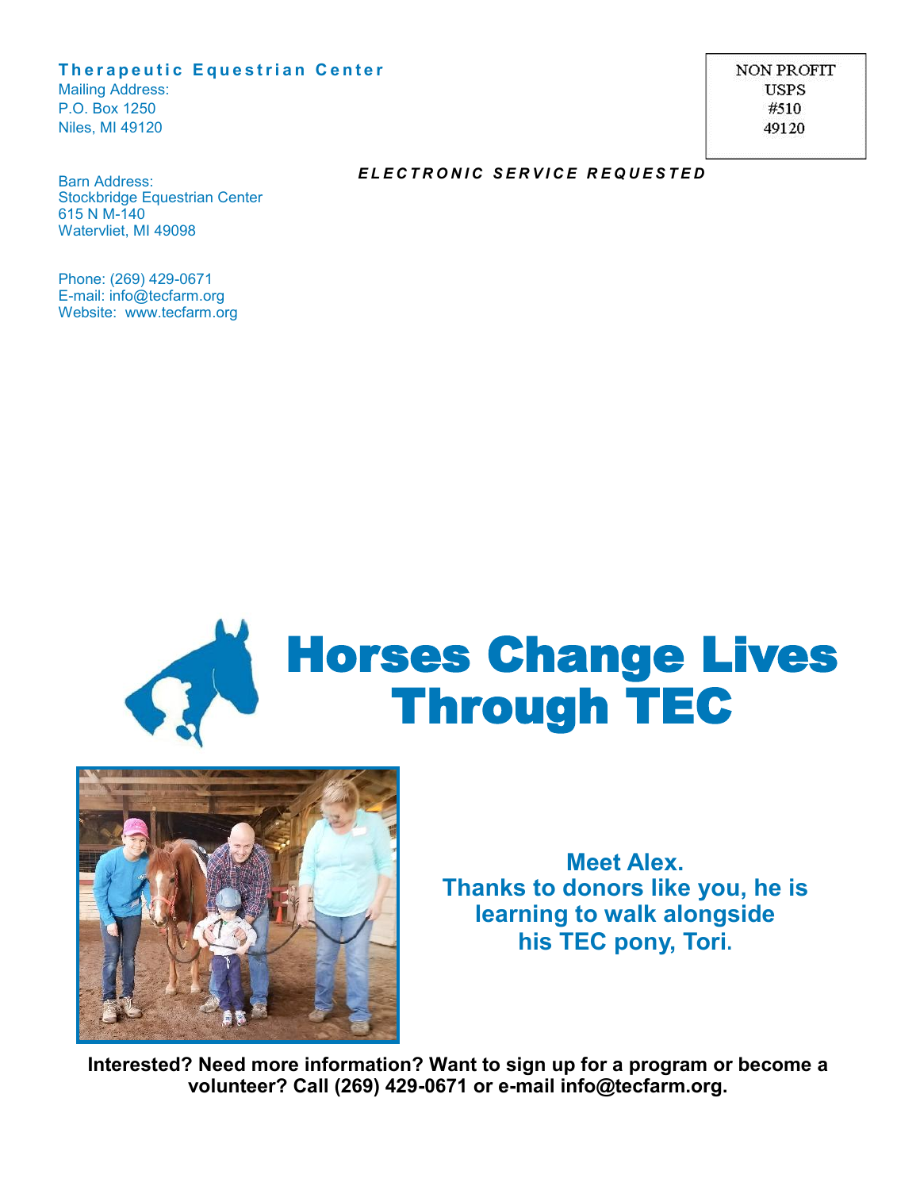**Therapeutic Equestrian Center**
Mailing Address:
P.O. Box 1250
Niles, MI 49120

NON PROFIT
USPS
#510
49120

***ELECTRONIC SERVICE REQUESTED***

Barn Address:
Stockbridge Equestrian Center
615 N M-140
Watervliet, MI 49098

Phone: (269) 429-0671
E-mail: info@tecfarm.org
Website: www.tecfarm.org

# Horses Change Lives Through TEC

**Meet Alex.**
**Thanks to donors like you, he is learning to walk alongside his TEC pony, Tori.**

**Interested? Need more information? Want to sign up for a program or become a volunteer? Call (269) 429-0671 or e-mail info@tecfarm.org.**